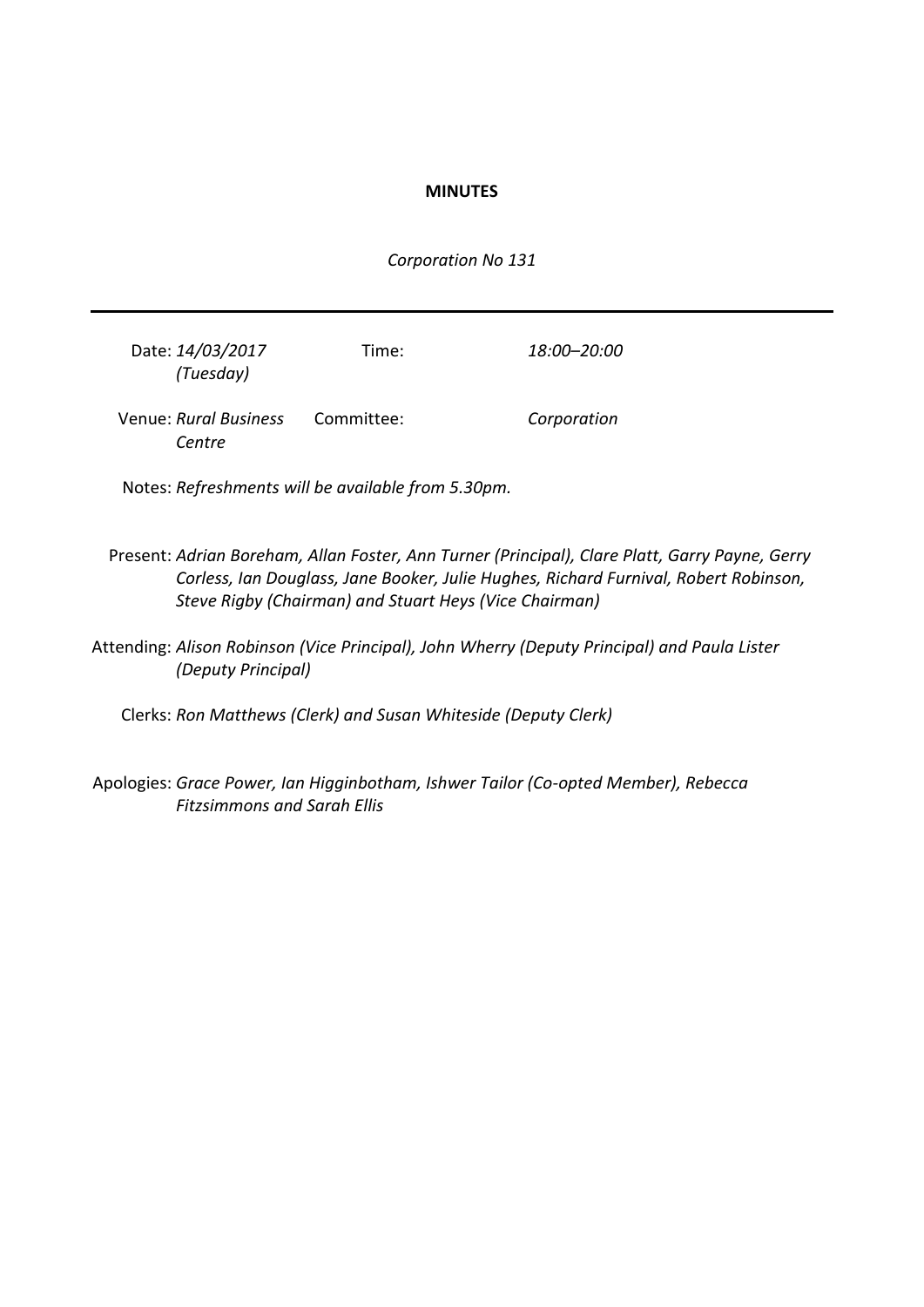**MINUTES**

*Corporation No 131*

---

| | | | |
|---|---|---|---|
| Date: | *14/03/2017 (Tuesday)* | Time: | *18:00–20:00* |
| Venue: | *Rural Business Centre* | Committee: | *Corporation* |

Notes: *Refreshments will be available from 5.30pm.*

Present: *Adrian Boreham, Allan Foster, Ann Turner (Principal), Clare Platt, Garry Payne, Gerry Corless, Ian Douglass, Jane Booker, Julie Hughes, Richard Furnival, Robert Robinson, Steve Rigby (Chairman) and Stuart Heys (Vice Chairman)*

Attending: *Alison Robinson (Vice Principal), John Wherry (Deputy Principal) and Paula Lister (Deputy Principal)*

Clerks: *Ron Matthews (Clerk) and Susan Whiteside (Deputy Clerk)*

Apologies: *Grace Power, Ian Higginbotham, Ishwer Tailor (Co-opted Member), Rebecca Fitzsimmons and Sarah Ellis*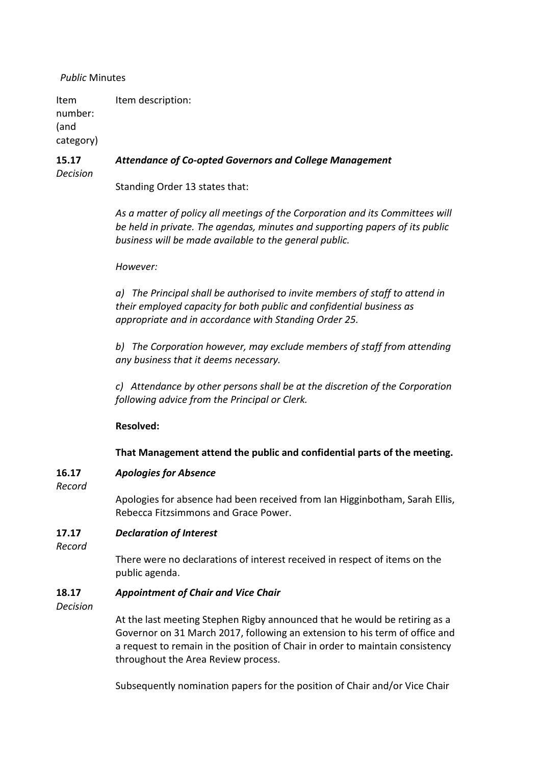*Public* Minutes

| Item number: (and category) | Item description: |
| --- | --- |

**15.17** *Decision*

### ***Attendance of Co-opted Governors and College Management***

Standing Order 13 states that:

*As a matter of policy all meetings of the Corporation and its Committees will be held in private. The agendas, minutes and supporting papers of its public business will be made available to the general public.*

*However:*

*a) The Principal shall be authorised to invite members of staff to attend in their employed capacity for both public and confidential business as appropriate and in accordance with Standing Order 25.*

*b) The Corporation however, may exclude members of staff from attending any business that it deems necessary.*

*c) Attendance by other persons shall be at the discretion of the Corporation following advice from the Principal or Clerk.*

**Resolved:**

**That Management attend the public and confidential parts of the meeting.**

**16.17** *Record*

### ***Apologies for Absence***

Apologies for absence had been received from Ian Higginbotham, Sarah Ellis, Rebecca Fitzsimmons and Grace Power.

**17.17** *Record*

### ***Declaration of Interest***

There were no declarations of interest received in respect of items on the public agenda.

**18.17** *Decision*

### ***Appointment of Chair and Vice Chair***

At the last meeting Stephen Rigby announced that he would be retiring as a Governor on 31 March 2017, following an extension to his term of office and a request to remain in the position of Chair in order to maintain consistency throughout the Area Review process.

Subsequently nomination papers for the position of Chair and/or Vice Chair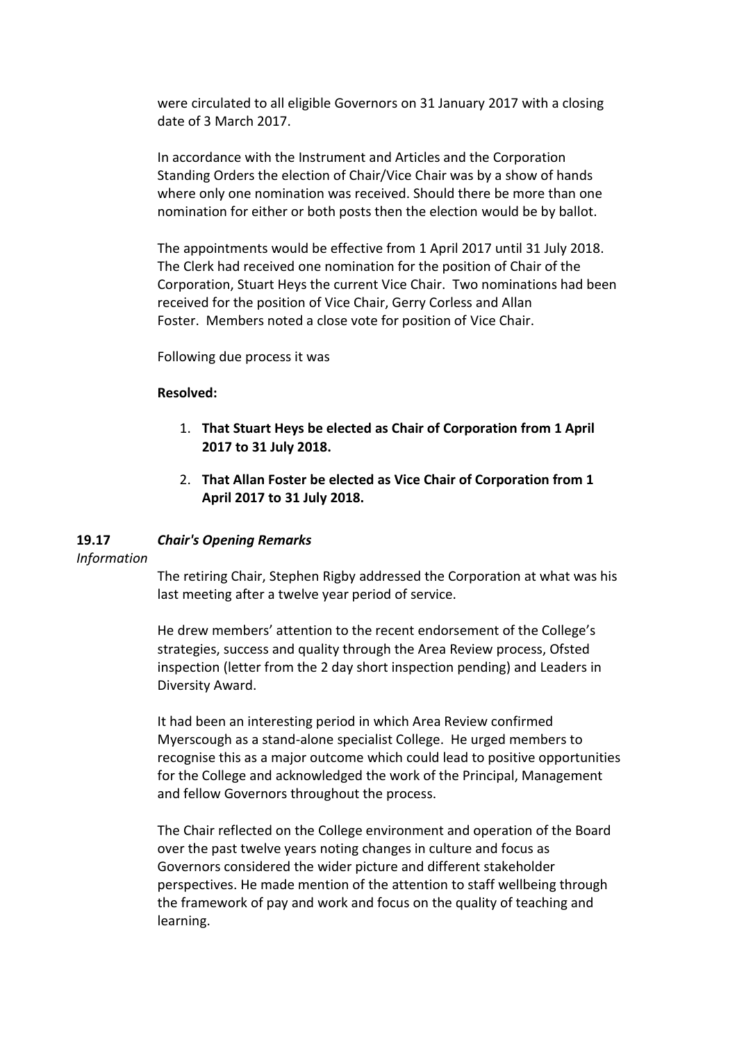were circulated to all eligible Governors on 31 January 2017 with a closing date of 3 March 2017.

In accordance with the Instrument and Articles and the Corporation Standing Orders the election of Chair/Vice Chair was by a show of hands where only one nomination was received. Should there be more than one nomination for either or both posts then the election would be by ballot.

The appointments would be effective from 1 April 2017 until 31 July 2018. The Clerk had received one nomination for the position of Chair of the Corporation, Stuart Heys the current Vice Chair. Two nominations had been received for the position of Vice Chair, Gerry Corless and Allan Foster. Members noted a close vote for position of Vice Chair.

Following due process it was

**Resolved:**

1. **That Stuart Heys be elected as Chair of Corporation from 1 April 2017 to 31 July 2018.**
2. **That Allan Foster be elected as Vice Chair of Corporation from 1 April 2017 to 31 July 2018.**

**19.17** ***Chair's Opening Remarks***

*Information*

The retiring Chair, Stephen Rigby addressed the Corporation at what was his last meeting after a twelve year period of service.

He drew members' attention to the recent endorsement of the College's strategies, success and quality through the Area Review process, Ofsted inspection (letter from the 2 day short inspection pending) and Leaders in Diversity Award.

It had been an interesting period in which Area Review confirmed Myerscough as a stand-alone specialist College. He urged members to recognise this as a major outcome which could lead to positive opportunities for the College and acknowledged the work of the Principal, Management and fellow Governors throughout the process.

The Chair reflected on the College environment and operation of the Board over the past twelve years noting changes in culture and focus as Governors considered the wider picture and different stakeholder perspectives. He made mention of the attention to staff wellbeing through the framework of pay and work and focus on the quality of teaching and learning.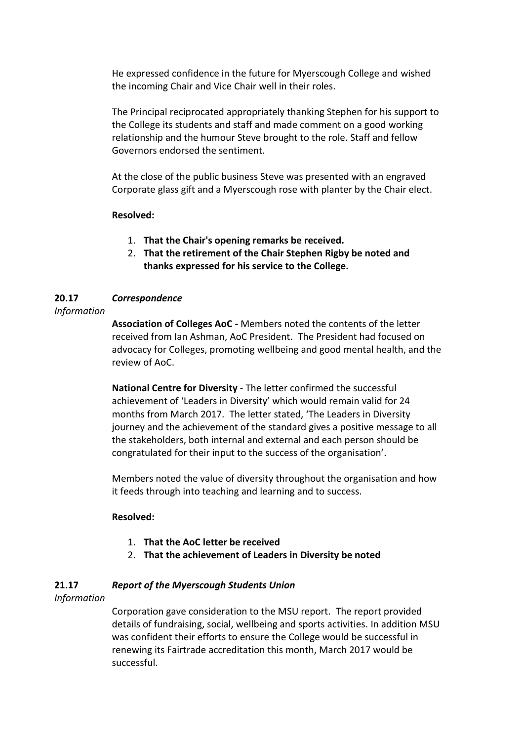He expressed confidence in the future for Myerscough College and wished the incoming Chair and Vice Chair well in their roles.

The Principal reciprocated appropriately thanking Stephen for his support to the College its students and staff and made comment on a good working relationship and the humour Steve brought to the role. Staff and fellow Governors endorsed the sentiment.

At the close of the public business Steve was presented with an engraved Corporate glass gift and a Myerscough rose with planter by the Chair elect.

**Resolved:**

1. **That the Chair's opening remarks be received.**
2. **That the retirement of the Chair Stephen Rigby be noted and thanks expressed for his service to the College.**

**20.17** ***Correspondence***

*Information*

**Association of Colleges AoC -** Members noted the contents of the letter received from Ian Ashman, AoC President. The President had focused on advocacy for Colleges, promoting wellbeing and good mental health, and the review of AoC.

**National Centre for Diversity** - The letter confirmed the successful achievement of 'Leaders in Diversity' which would remain valid for 24 months from March 2017. The letter stated, 'The Leaders in Diversity journey and the achievement of the standard gives a positive message to all the stakeholders, both internal and external and each person should be congratulated for their input to the success of the organisation'.

Members noted the value of diversity throughout the organisation and how it feeds through into teaching and learning and to success.

**Resolved:**

1. **That the AoC letter be received**
2. **That the achievement of Leaders in Diversity be noted**

**21.17** ***Report of the Myerscough Students Union***

*Information*

Corporation gave consideration to the MSU report. The report provided details of fundraising, social, wellbeing and sports activities. In addition MSU was confident their efforts to ensure the College would be successful in renewing its Fairtrade accreditation this month, March 2017 would be successful.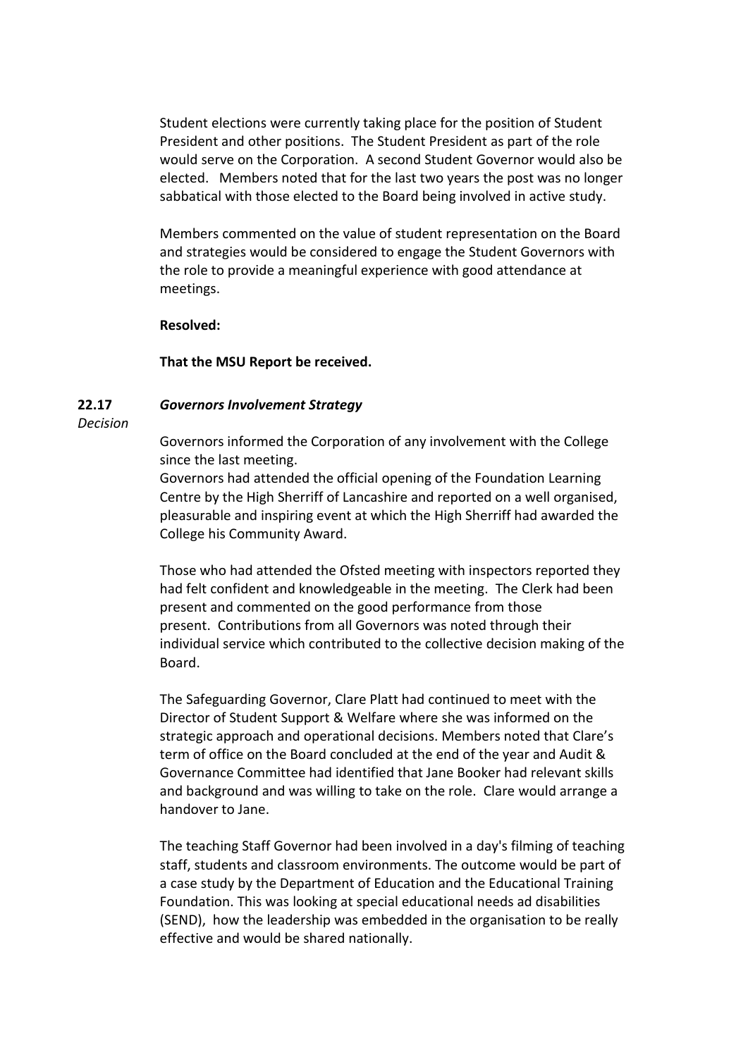Student elections were currently taking place for the position of Student President and other positions. The Student President as part of the role would serve on the Corporation. A second Student Governor would also be elected. Members noted that for the last two years the post was no longer sabbatical with those elected to the Board being involved in active study.

Members commented on the value of student representation on the Board and strategies would be considered to engage the Student Governors with the role to provide a meaningful experience with good attendance at meetings.

**Resolved:**

**That the MSU Report be received.**

**22.17** ***Governors Involvement Strategy***
*Decision*

Governors informed the Corporation of any involvement with the College since the last meeting.
Governors had attended the official opening of the Foundation Learning Centre by the High Sherriff of Lancashire and reported on a well organised, pleasurable and inspiring event at which the High Sherriff had awarded the College his Community Award.

Those who had attended the Ofsted meeting with inspectors reported they had felt confident and knowledgeable in the meeting. The Clerk had been present and commented on the good performance from those present. Contributions from all Governors was noted through their individual service which contributed to the collective decision making of the Board.

The Safeguarding Governor, Clare Platt had continued to meet with the Director of Student Support & Welfare where she was informed on the strategic approach and operational decisions. Members noted that Clare's term of office on the Board concluded at the end of the year and Audit & Governance Committee had identified that Jane Booker had relevant skills and background and was willing to take on the role. Clare would arrange a handover to Jane.

The teaching Staff Governor had been involved in a day's filming of teaching staff, students and classroom environments. The outcome would be part of a case study by the Department of Education and the Educational Training Foundation. This was looking at special educational needs ad disabilities (SEND), how the leadership was embedded in the organisation to be really effective and would be shared nationally.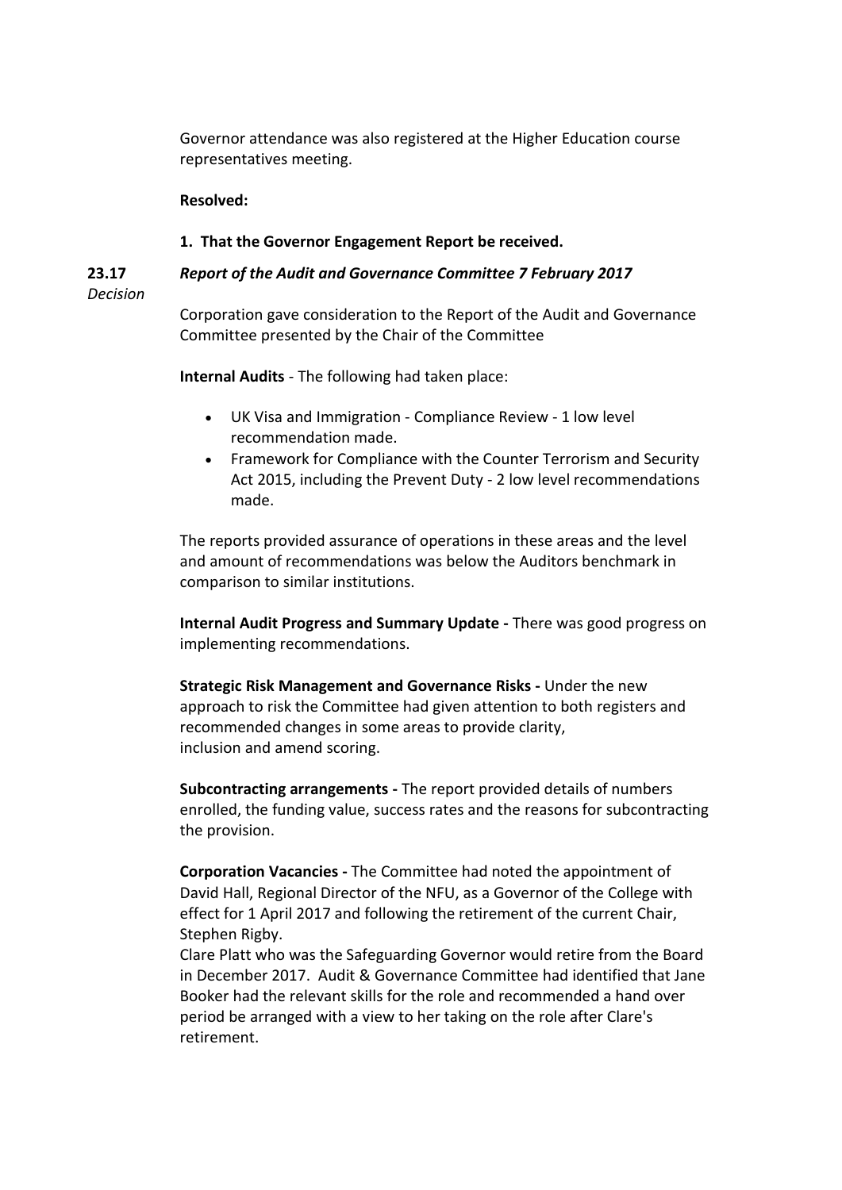Governor attendance was also registered at the Higher Education course representatives meeting.

**Resolved:**

**1. That the Governor Engagement Report be received.**

**23.17** *Decision*

***Report of the Audit and Governance Committee 7 February 2017***

Corporation gave consideration to the Report of the Audit and Governance Committee presented by the Chair of the Committee

**Internal Audits** - The following had taken place:

- UK Visa and Immigration - Compliance Review - 1 low level recommendation made.
- Framework for Compliance with the Counter Terrorism and Security Act 2015, including the Prevent Duty - 2 low level recommendations made.

The reports provided assurance of operations in these areas and the level and amount of recommendations was below the Auditors benchmark in comparison to similar institutions.

**Internal Audit Progress and Summary Update -** There was good progress on implementing recommendations.

**Strategic Risk Management and Governance Risks -** Under the new approach to risk the Committee had given attention to both registers and recommended changes in some areas to provide clarity, inclusion and amend scoring.

**Subcontracting arrangements -** The report provided details of numbers enrolled, the funding value, success rates and the reasons for subcontracting the provision.

**Corporation Vacancies -** The Committee had noted the appointment of David Hall, Regional Director of the NFU, as a Governor of the College with effect for 1 April 2017 and following the retirement of the current Chair, Stephen Rigby.

Clare Platt who was the Safeguarding Governor would retire from the Board in December 2017. Audit & Governance Committee had identified that Jane Booker had the relevant skills for the role and recommended a hand over period be arranged with a view to her taking on the role after Clare's retirement.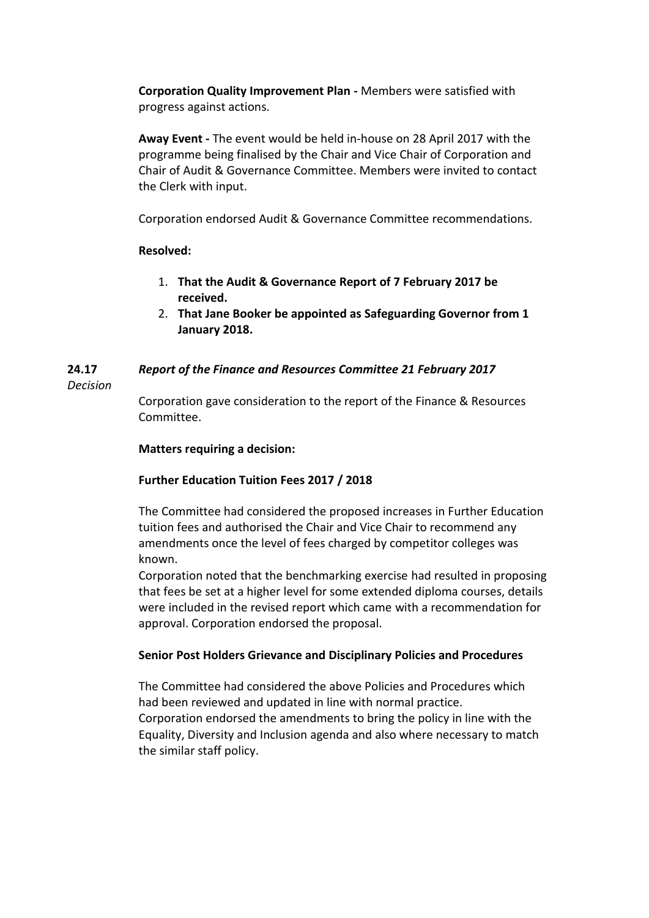**Corporation Quality Improvement Plan -** Members were satisfied with progress against actions.

**Away Event -** The event would be held in-house on 28 April 2017 with the programme being finalised by the Chair and Vice Chair of Corporation and Chair of Audit & Governance Committee. Members were invited to contact the Clerk with input.

Corporation endorsed Audit & Governance Committee recommendations.

**Resolved:**

1. **That the Audit & Governance Report of 7 February 2017 be received.**
2. **That Jane Booker be appointed as Safeguarding Governor from 1 January 2018.**

**24.17** *Report of the Finance and Resources Committee 21 February 2017*

*Decision*

Corporation gave consideration to the report of the Finance & Resources Committee.

**Matters requiring a decision:**

**Further Education Tuition Fees 2017 / 2018**

The Committee had considered the proposed increases in Further Education tuition fees and authorised the Chair and Vice Chair to recommend any amendments once the level of fees charged by competitor colleges was known.

Corporation noted that the benchmarking exercise had resulted in proposing that fees be set at a higher level for some extended diploma courses, details were included in the revised report which came with a recommendation for approval. Corporation endorsed the proposal.

**Senior Post Holders Grievance and Disciplinary Policies and Procedures**

The Committee had considered the above Policies and Procedures which had been reviewed and updated in line with normal practice.

Corporation endorsed the amendments to bring the policy in line with the Equality, Diversity and Inclusion agenda and also where necessary to match the similar staff policy.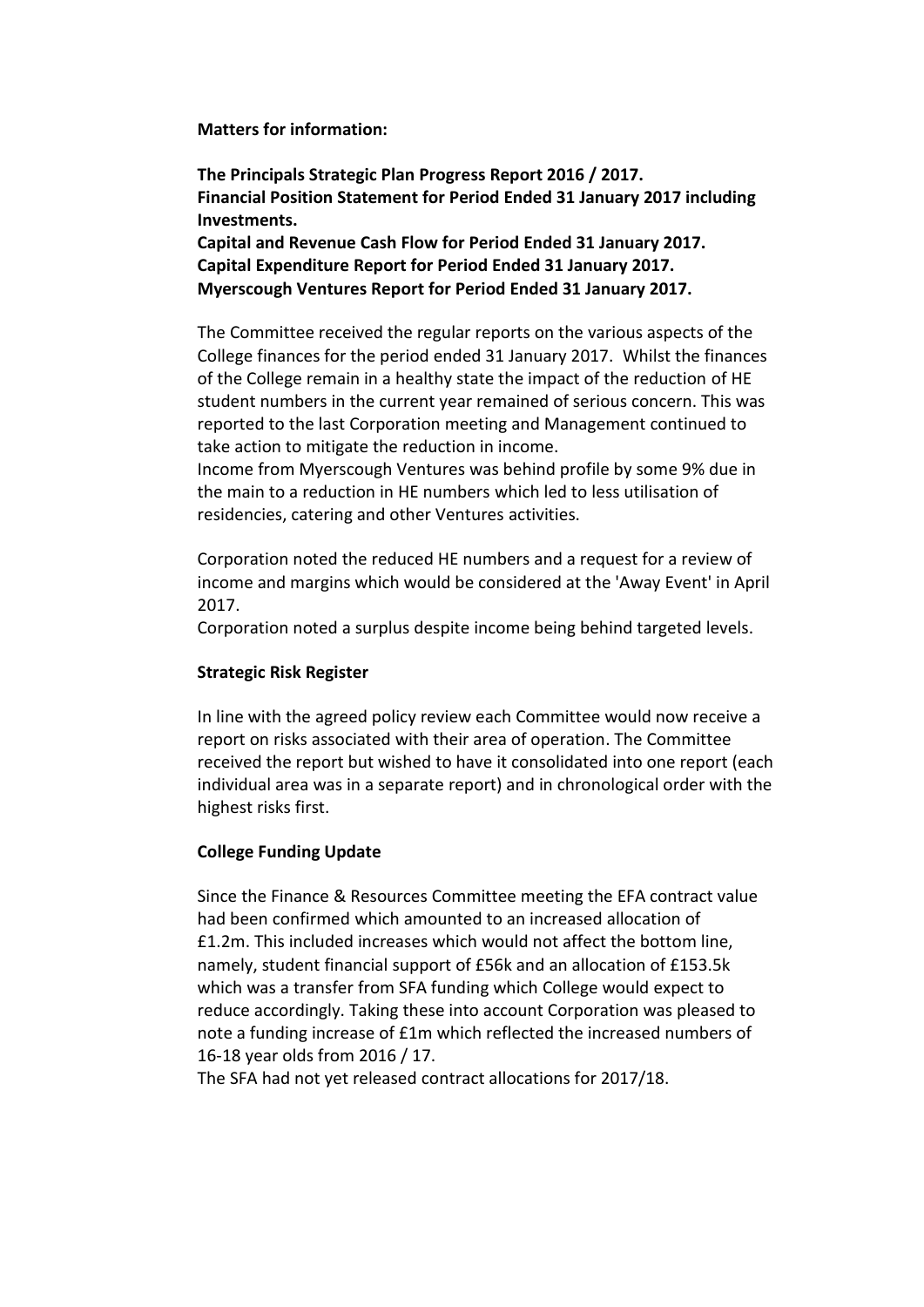**Matters for information:**

**The Principals Strategic Plan Progress Report 2016 / 2017.**
**Financial Position Statement for Period Ended 31 January 2017 including Investments.**
**Capital and Revenue Cash Flow for Period Ended 31 January 2017.**
**Capital Expenditure Report for Period Ended 31 January 2017.**
**Myerscough Ventures Report for Period Ended 31 January 2017.**

The Committee received the regular reports on the various aspects of the College finances for the period ended 31 January 2017. Whilst the finances of the College remain in a healthy state the impact of the reduction of HE student numbers in the current year remained of serious concern. This was reported to the last Corporation meeting and Management continued to take action to mitigate the reduction in income.
Income from Myerscough Ventures was behind profile by some 9% due in the main to a reduction in HE numbers which led to less utilisation of residencies, catering and other Ventures activities.

Corporation noted the reduced HE numbers and a request for a review of income and margins which would be considered at the 'Away Event' in April 2017.
Corporation noted a surplus despite income being behind targeted levels.

**Strategic Risk Register**

In line with the agreed policy review each Committee would now receive a report on risks associated with their area of operation. The Committee received the report but wished to have it consolidated into one report (each individual area was in a separate report) and in chronological order with the highest risks first.

**College Funding Update**

Since the Finance & Resources Committee meeting the EFA contract value had been confirmed which amounted to an increased allocation of £1.2m. This included increases which would not affect the bottom line, namely, student financial support of £56k and an allocation of £153.5k which was a transfer from SFA funding which College would expect to reduce accordingly. Taking these into account Corporation was pleased to note a funding increase of £1m which reflected the increased numbers of 16-18 year olds from 2016 / 17.
The SFA had not yet released contract allocations for 2017/18.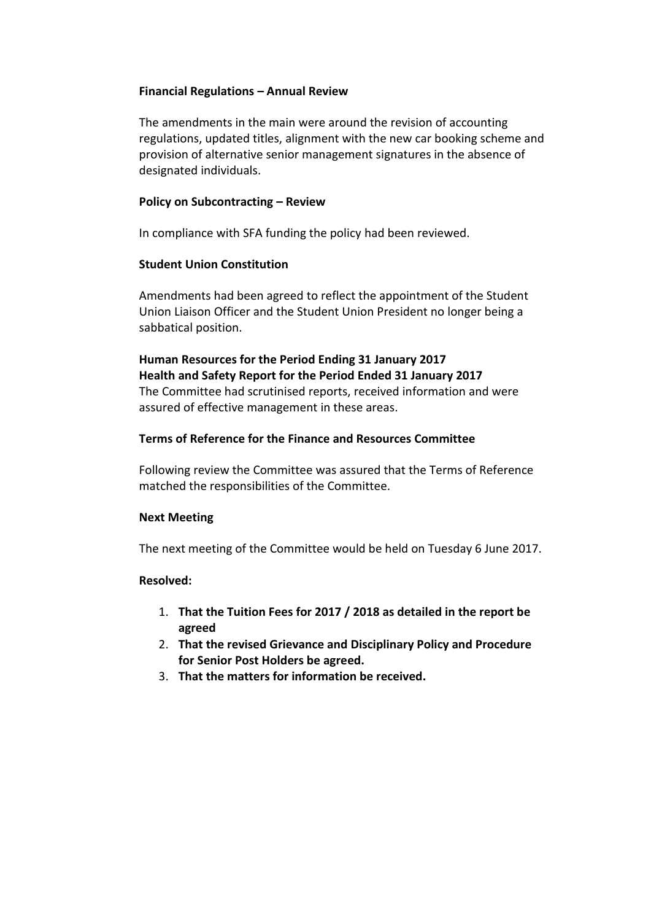**Financial Regulations – Annual Review**

The amendments in the main were around the revision of accounting regulations, updated titles, alignment with the new car booking scheme and provision of alternative senior management signatures in the absence of designated individuals.

**Policy on Subcontracting – Review**

In compliance with SFA funding the policy had been reviewed.

**Student Union Constitution**

Amendments had been agreed to reflect the appointment of the Student Union Liaison Officer and the Student Union President no longer being a sabbatical position.

**Human Resources for the Period Ending 31 January 2017**
**Health and Safety Report for the Period Ended 31 January 2017**

The Committee had scrutinised reports, received information and were assured of effective management in these areas.

**Terms of Reference for the Finance and Resources Committee**

Following review the Committee was assured that the Terms of Reference matched the responsibilities of the Committee.

**Next Meeting**

The next meeting of the Committee would be held on Tuesday 6 June 2017.

**Resolved:**

1. **That the Tuition Fees for 2017 / 2018 as detailed in the report be agreed**
2. **That the revised Grievance and Disciplinary Policy and Procedure for Senior Post Holders be agreed.**
3. **That the matters for information be received.**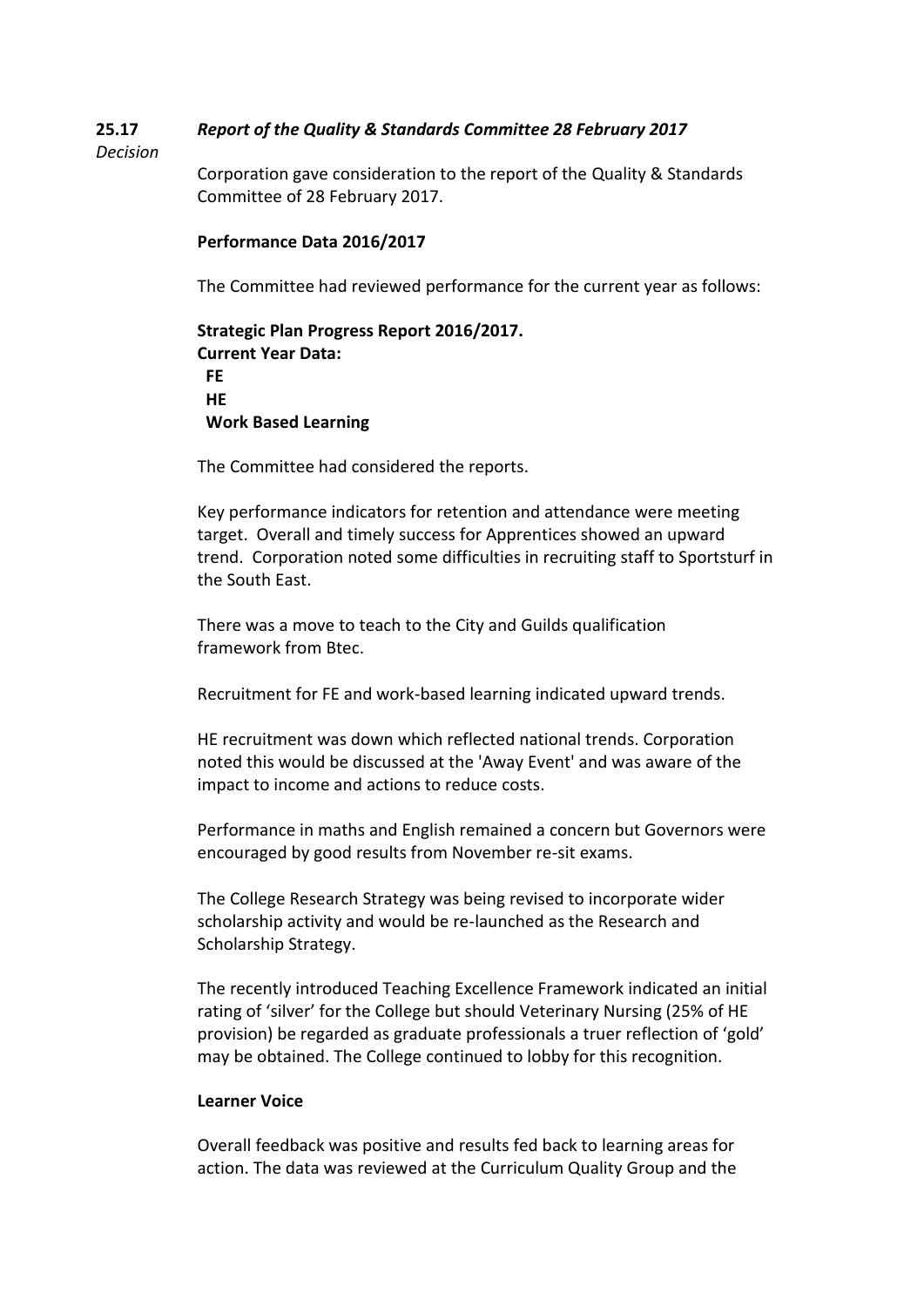**25.17** ***Report of the Quality & Standards Committee 28 February 2017***

*Decision*

Corporation gave consideration to the report of the Quality & Standards Committee of 28 February 2017.

**Performance Data 2016/2017**

The Committee had reviewed performance for the current year as follows:

**Strategic Plan Progress Report 2016/2017.**
**Current Year Data:**
**FE**
**HE**
**Work Based Learning**

The Committee had considered the reports.

Key performance indicators for retention and attendance were meeting target. Overall and timely success for Apprentices showed an upward trend. Corporation noted some difficulties in recruiting staff to Sportsturf in the South East.

There was a move to teach to the City and Guilds qualification framework from Btec.

Recruitment for FE and work-based learning indicated upward trends.

HE recruitment was down which reflected national trends. Corporation noted this would be discussed at the 'Away Event' and was aware of the impact to income and actions to reduce costs.

Performance in maths and English remained a concern but Governors were encouraged by good results from November re-sit exams.

The College Research Strategy was being revised to incorporate wider scholarship activity and would be re-launched as the Research and Scholarship Strategy.

The recently introduced Teaching Excellence Framework indicated an initial rating of 'silver' for the College but should Veterinary Nursing (25% of HE provision) be regarded as graduate professionals a truer reflection of 'gold' may be obtained. The College continued to lobby for this recognition.

**Learner Voice**

Overall feedback was positive and results fed back to learning areas for action. The data was reviewed at the Curriculum Quality Group and the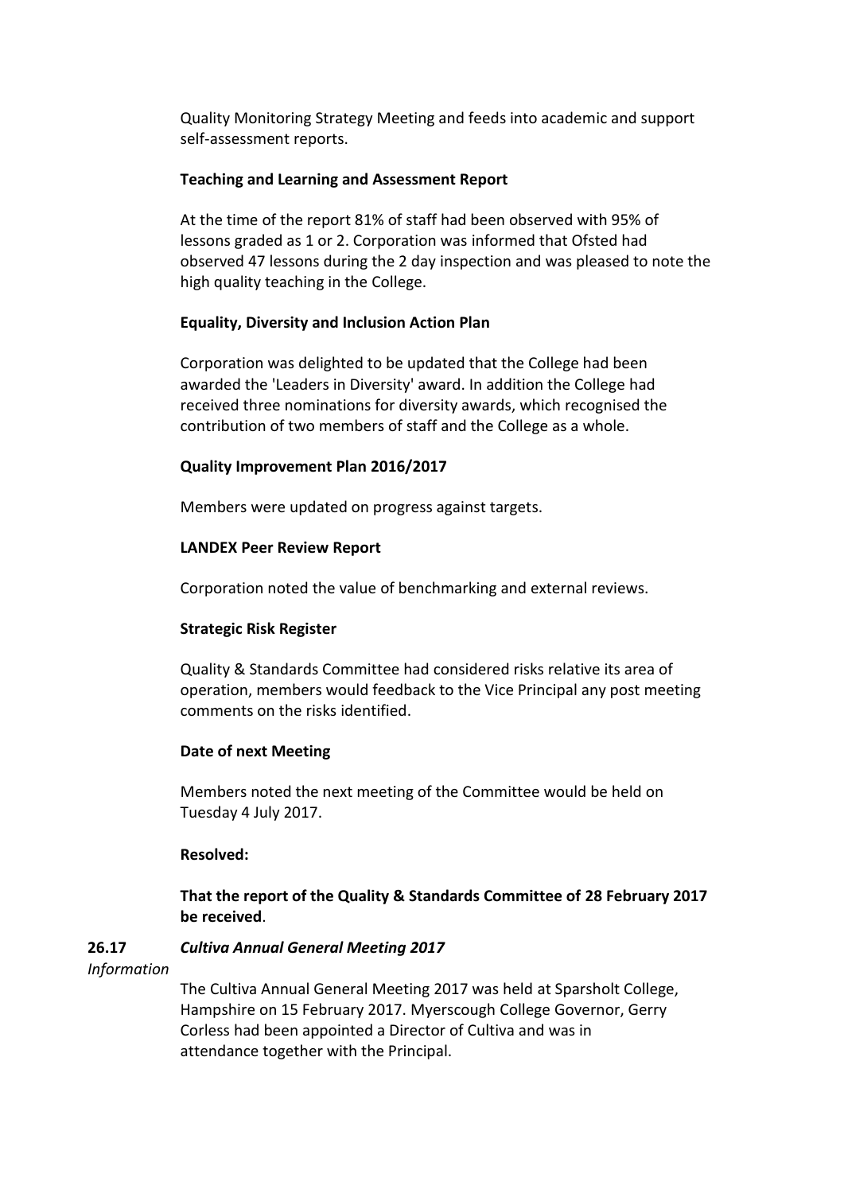Quality Monitoring Strategy Meeting and feeds into academic and support self-assessment reports.

**Teaching and Learning and Assessment Report**

At the time of the report 81% of staff had been observed with 95% of lessons graded as 1 or 2. Corporation was informed that Ofsted had observed 47 lessons during the 2 day inspection and was pleased to note the high quality teaching in the College.

**Equality, Diversity and Inclusion Action Plan**

Corporation was delighted to be updated that the College had been awarded the 'Leaders in Diversity' award. In addition the College had received three nominations for diversity awards, which recognised the contribution of two members of staff and the College as a whole.

**Quality Improvement Plan 2016/2017**

Members were updated on progress against targets.

**LANDEX Peer Review Report**

Corporation noted the value of benchmarking and external reviews.

**Strategic Risk Register**

Quality & Standards Committee had considered risks relative its area of operation, members would feedback to the Vice Principal any post meeting comments on the risks identified.

**Date of next Meeting**

Members noted the next meeting of the Committee would be held on Tuesday 4 July 2017.

**Resolved:**

**That the report of the Quality & Standards Committee of 28 February 2017 be received**.

**26.17** ***Cultiva Annual General Meeting 2017***

*Information*

The Cultiva Annual General Meeting 2017 was held at Sparsholt College, Hampshire on 15 February 2017. Myerscough College Governor, Gerry Corless had been appointed a Director of Cultiva and was in attendance together with the Principal.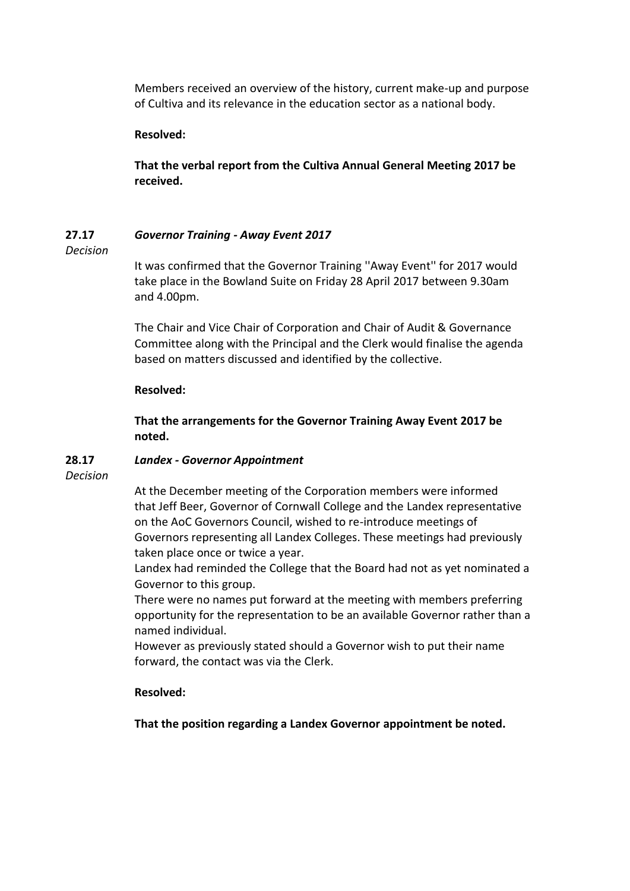Members received an overview of the history, current make-up and purpose of Cultiva and its relevance in the education sector as a national body.

**Resolved:**

**That the verbal report from the Cultiva Annual General Meeting 2017 be received.**

**27.17** ***Governor Training - Away Event 2017***

*Decision*

It was confirmed that the Governor Training ''Away Event'' for 2017 would take place in the Bowland Suite on Friday 28 April 2017 between 9.30am and 4.00pm.

The Chair and Vice Chair of Corporation and Chair of Audit & Governance Committee along with the Principal and the Clerk would finalise the agenda based on matters discussed and identified by the collective.

**Resolved:**

**That the arrangements for the Governor Training Away Event 2017 be noted.**

**28.17** ***Landex - Governor Appointment***

*Decision*

At the December meeting of the Corporation members were informed that Jeff Beer, Governor of Cornwall College and the Landex representative on the AoC Governors Council, wished to re-introduce meetings of Governors representing all Landex Colleges. These meetings had previously taken place once or twice a year.
Landex had reminded the College that the Board had not as yet nominated a Governor to this group.
There were no names put forward at the meeting with members preferring opportunity for the representation to be an available Governor rather than a named individual.
However as previously stated should a Governor wish to put their name forward, the contact was via the Clerk.

**Resolved:**

**That the position regarding a Landex Governor appointment be noted.**